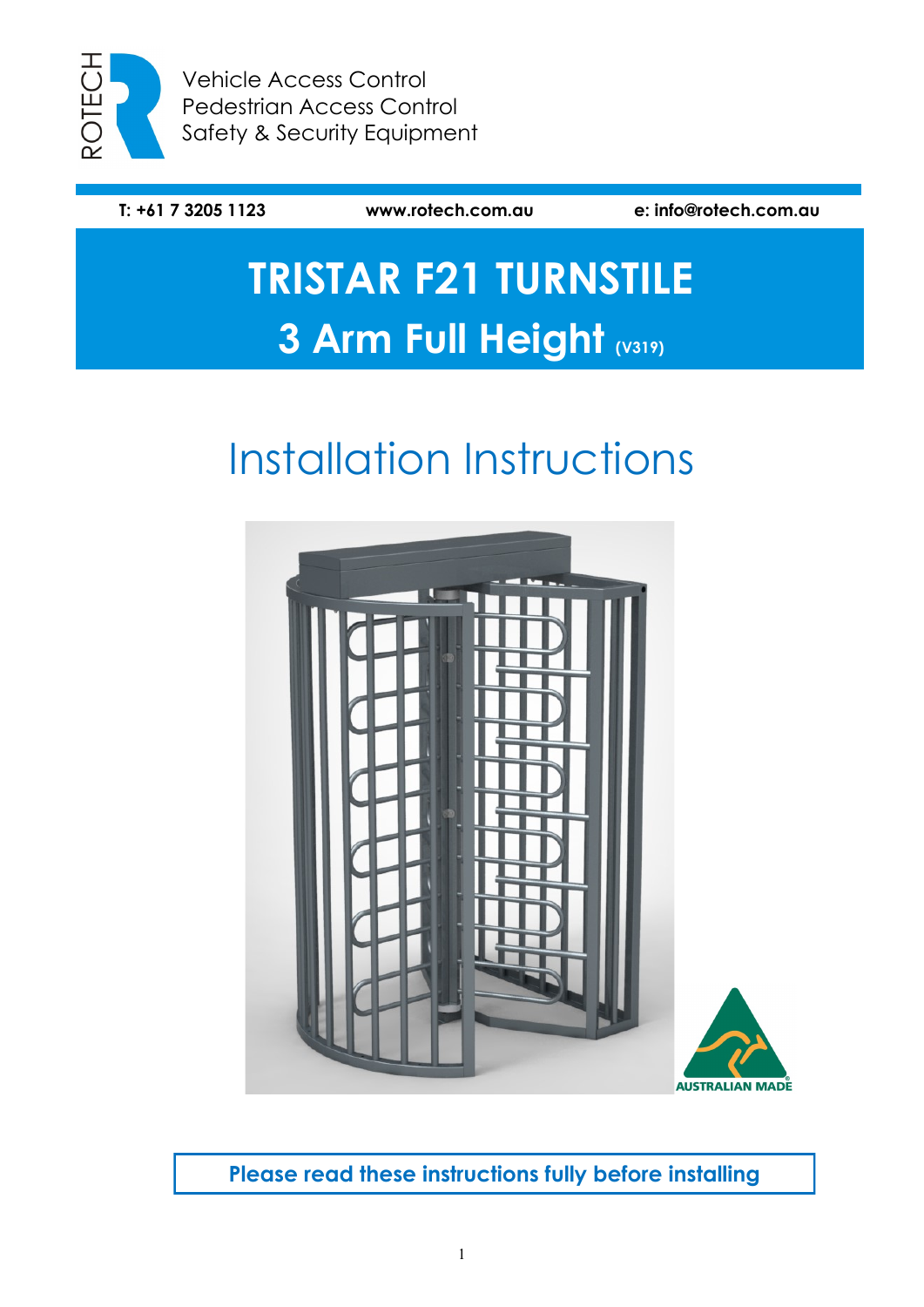ROTECH

Vehicle Access Control
Pedestrian Access Control
Safety & Security Equipment

**T: +61 7 3205 1123** **www.rotech.com.au** **e: info@rotech.com.au**

# TRISTAR F21 TURNSTILE

## 3 Arm Full Height (V319)

# Installation Instructions

AUSTRALIAN MADE

**Please read these instructions fully before installing**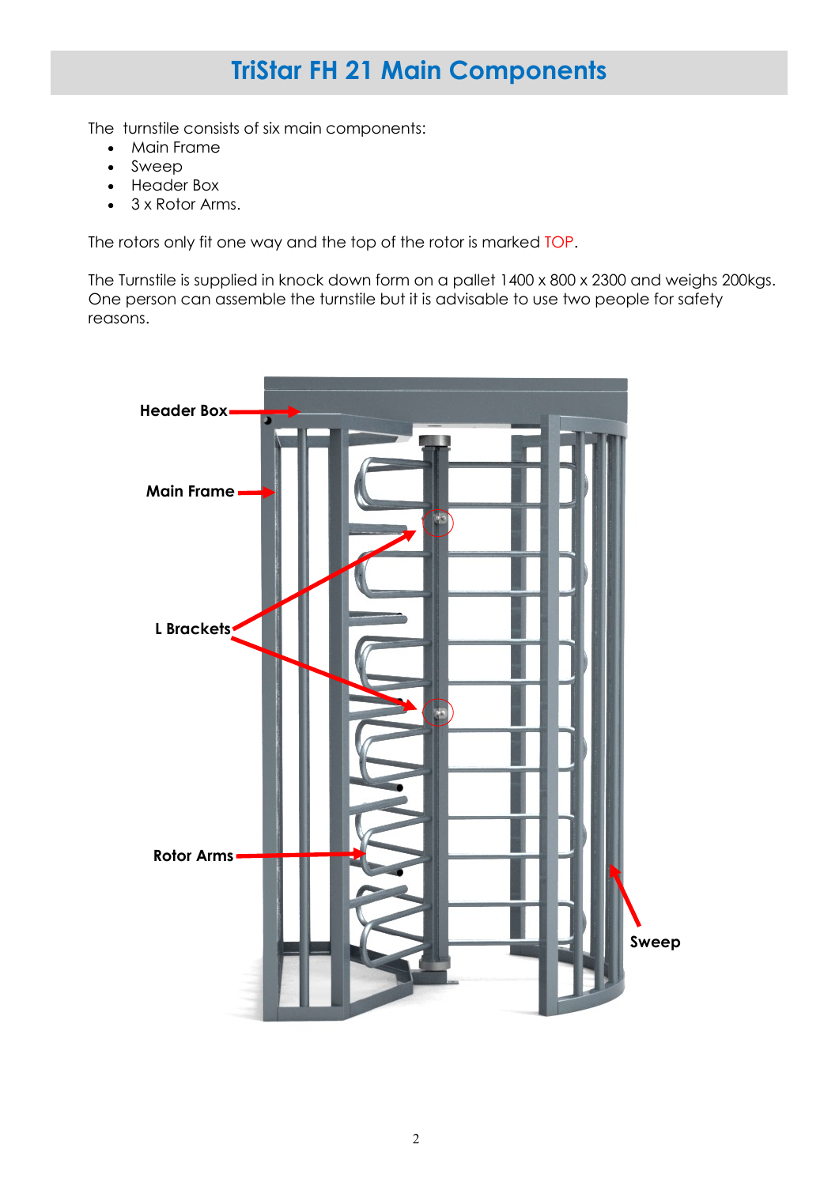# TriStar FH 21 Main Components

The  turnstile consists of six main components:

- Main Frame
- Sweep
- Header Box
- 3 x Rotor Arms.

The rotors only fit one way and the top of the rotor is marked TOP.

The Turnstile is supplied in knock down form on a pallet 1400 x 800 x 2300 and weighs 200kgs. One person can assemble the turnstile but it is advisable to use two people for safety reasons.

Header Box

Main Frame

L Brackets

Rotor Arms

Sweep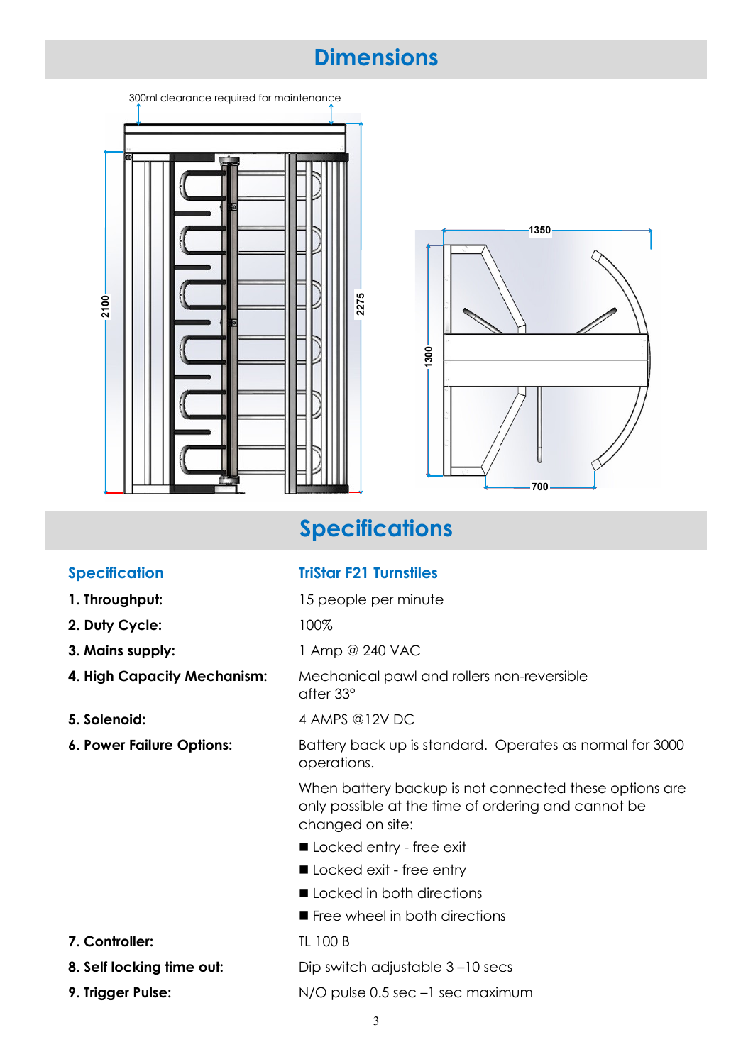# Dimensions

300ml clearance required for maintenance

2100

2275

1350

1300

700

# Specifications

| Specification | TriStar F21 Turnstiles |
| --- | --- |
| **1. Throughput:** | 15 people per minute |
| **2. Duty Cycle:** | 100% |
| **3. Mains supply:** | 1 Amp @ 240 VAC |
| **4. High Capacity Mechanism:** | Mechanical pawl and rollers non-reversible after 33° |
| **5. Solenoid:** | 4 AMPS @12V DC |
| **6. Power Failure Options:** | Battery back up is standard. Operates as normal for 3000 operations.<br><br>When battery backup is not connected these options are only possible at the time of ordering and cannot be changed on site:<br>■ Locked entry - free exit<br>■ Locked exit - free entry<br>■ Locked in both directions<br>■ Free wheel in both directions |
| **7. Controller:** | TL 100 B |
| **8. Self locking time out:** | Dip switch adjustable 3 –10 secs |
| **9. Trigger Pulse:** | N/O pulse 0.5 sec –1 sec maximum |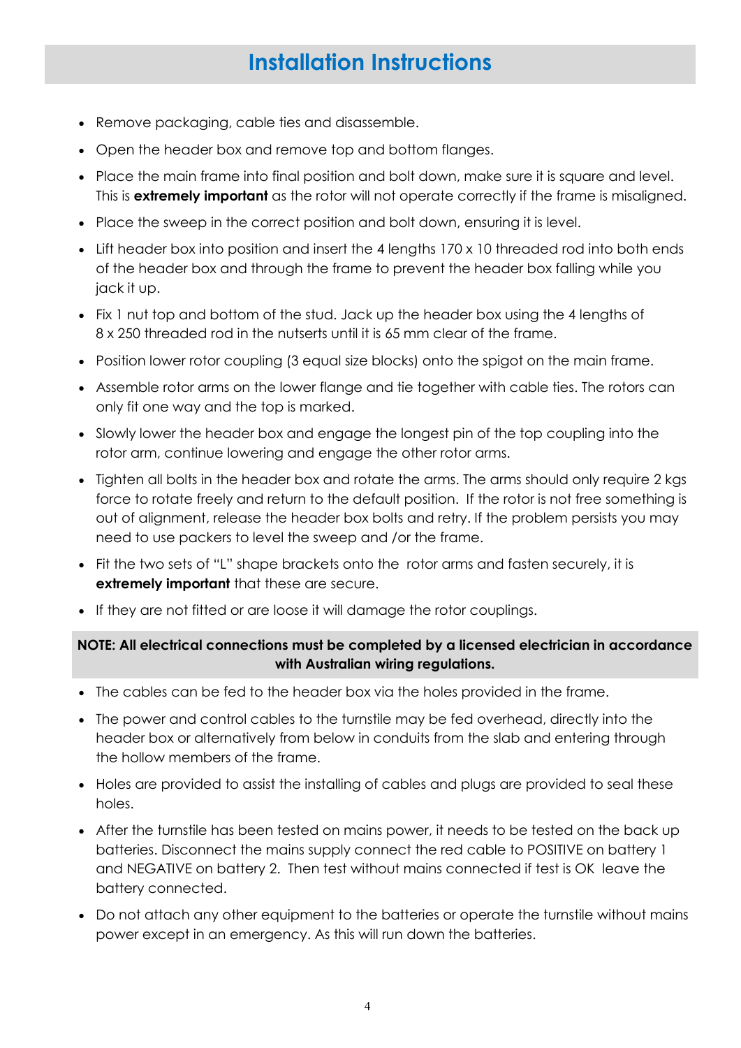# Installation Instructions

- Remove packaging, cable ties and disassemble.
- Open the header box and remove top and bottom flanges.
- Place the main frame into final position and bolt down, make sure it is square and level. This is **extremely important** as the rotor will not operate correctly if the frame is misaligned.
- Place the sweep in the correct position and bolt down, ensuring it is level.
- Lift header box into position and insert the 4 lengths 170 x 10 threaded rod into both ends of the header box and through the frame to prevent the header box falling while you jack it up.
- Fix 1 nut top and bottom of the stud. Jack up the header box using the 4 lengths of 8 x 250 threaded rod in the nutserts until it is 65 mm clear of the frame.
- Position lower rotor coupling (3 equal size blocks) onto the spigot on the main frame.
- Assemble rotor arms on the lower flange and tie together with cable ties. The rotors can only fit one way and the top is marked.
- Slowly lower the header box and engage the longest pin of the top coupling into the rotor arm, continue lowering and engage the other rotor arms.
- Tighten all bolts in the header box and rotate the arms. The arms should only require 2 kgs force to rotate freely and return to the default position. If the rotor is not free something is out of alignment, release the header box bolts and retry. If the problem persists you may need to use packers to level the sweep and /or the frame.
- Fit the two sets of "L" shape brackets onto the rotor arms and fasten securely, it is **extremely important** that these are secure.
- If they are not fitted or are loose it will damage the rotor couplings.

**NOTE: All electrical connections must be completed by a licensed electrician in accordance with Australian wiring regulations.**

- The cables can be fed to the header box via the holes provided in the frame.
- The power and control cables to the turnstile may be fed overhead, directly into the header box or alternatively from below in conduits from the slab and entering through the hollow members of the frame.
- Holes are provided to assist the installing of cables and plugs are provided to seal these holes.
- After the turnstile has been tested on mains power, it needs to be tested on the back up batteries. Disconnect the mains supply connect the red cable to POSITIVE on battery 1 and NEGATIVE on battery 2. Then test without mains connected if test is OK leave the battery connected.
- Do not attach any other equipment to the batteries or operate the turnstile without mains power except in an emergency. As this will run down the batteries.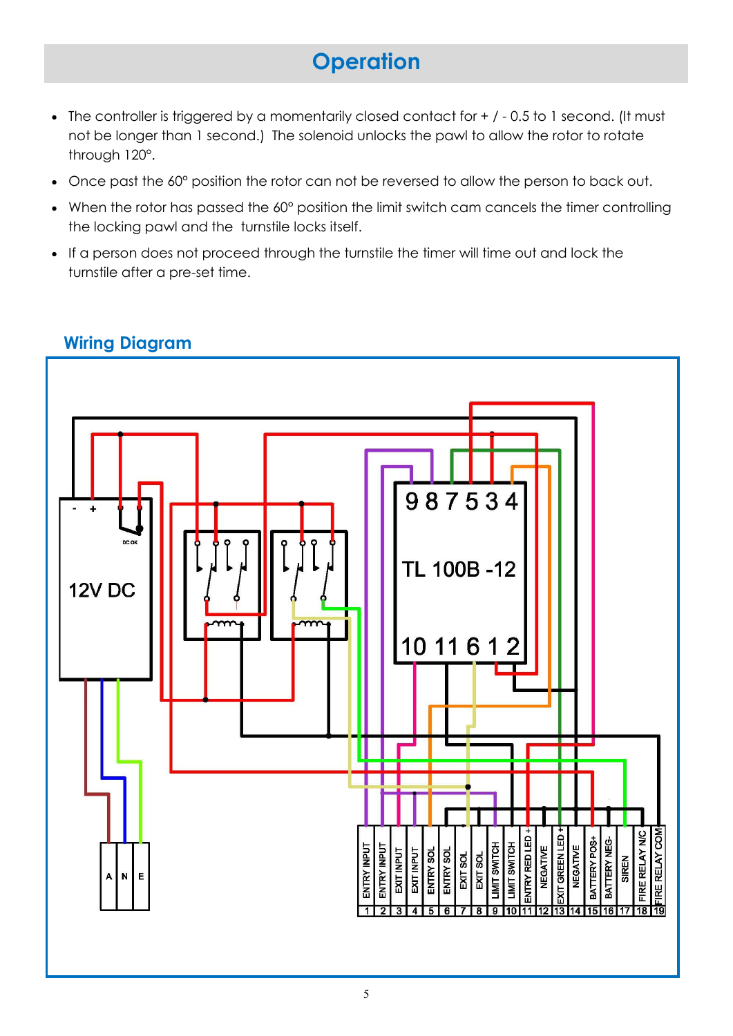# Operation

- The controller is triggered by a momentarily closed contact for + / - 0.5 to 1 second. (It must not be longer than 1 second.) The solenoid unlocks the pawl to allow the rotor to rotate through 120°.
- Once past the 60° position the rotor can not be reversed to allow the person to back out.
- When the rotor has passed the 60° position the limit switch cam cancels the timer controlling the locking pawl and the turnstile locks itself.
- If a person does not proceed through the turnstile the timer will time out and lock the turnstile after a pre-set time.

## Wiring Diagram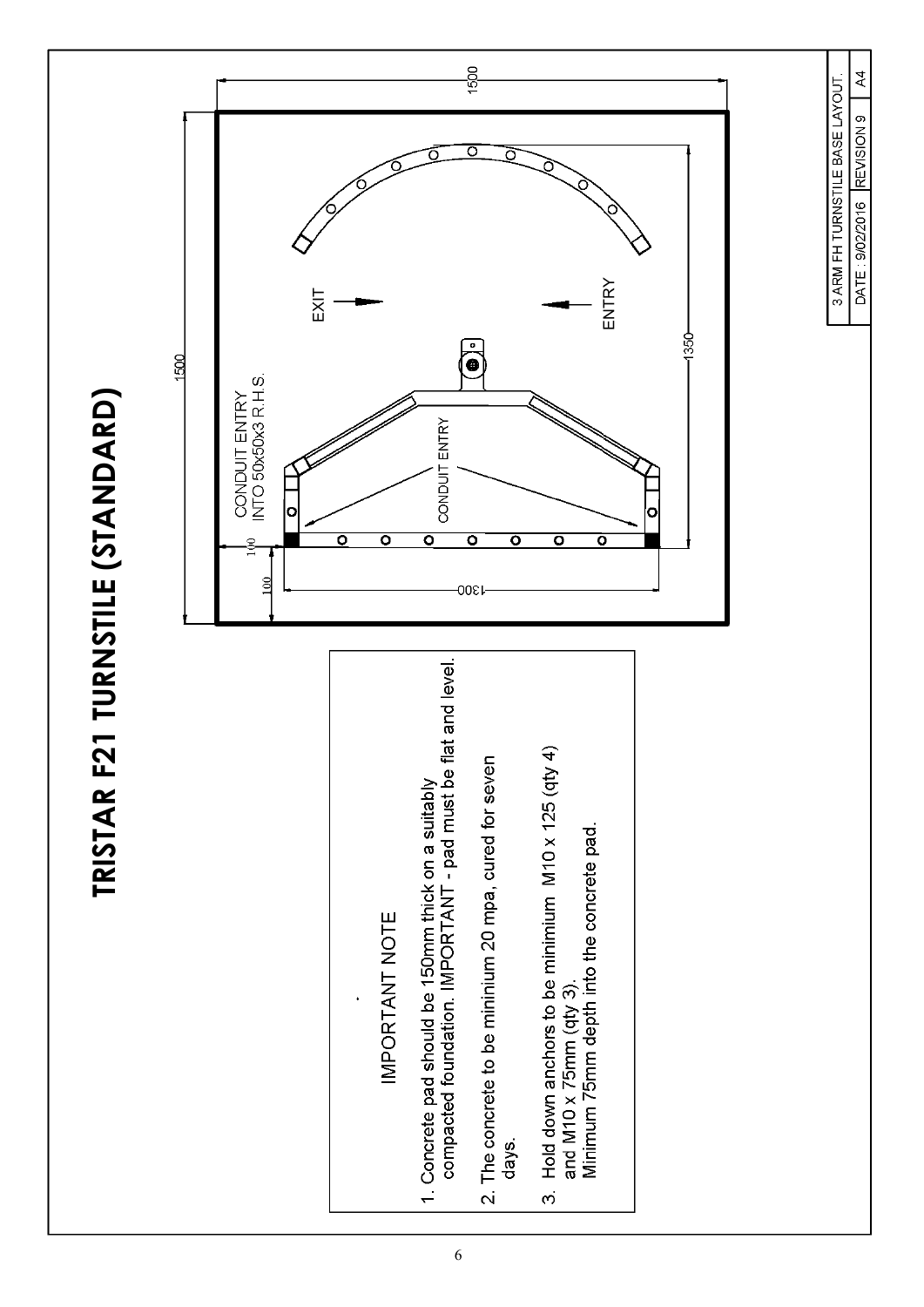# TRISTAR F21 TURNSTILE (STANDARD)

1500

1500

CONDUIT ENTRY INTO 50x50x3 R.H.S.

CONDUIT ENTRY

EXIT

ENTRY

100

100

1300

1350

### IMPORTANT NOTE

1. Concrete pad should be 150mm thick on a suitably compacted foundation. IMPORTANT - pad must be flat and level.
2. The concrete to be mininium 20 mpa, cured for seven days.
3. Hold down anchors to be minimium M10 x 125 (qty 4) and M10 x 75mm (qty 3). Minimum 75mm depth into the concrete pad.

| 3 ARM FH TURNSTILE BASE LAYOUT. | | |
|---|---|---|
| DATE : 9/02/2016 | REVISION 9 | A4 |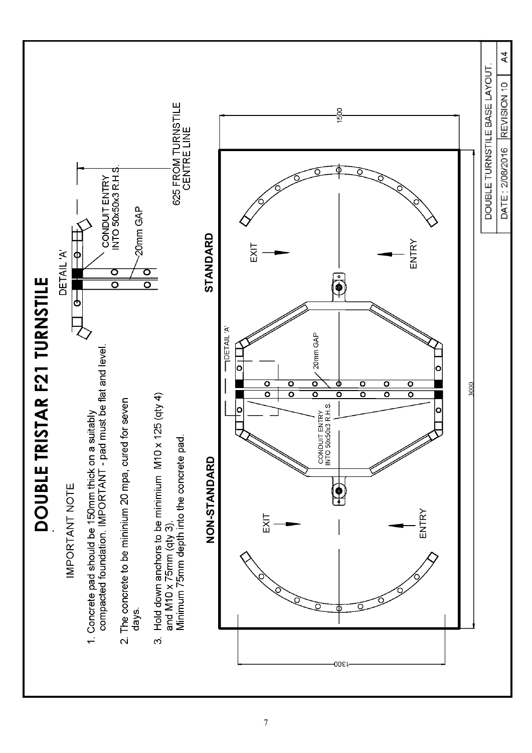# DOUBLE TRISTAR F21 TURNSTILE

IMPORTANT NOTE

1. Concrete pad should be 150mm thick on a suitably compacted foundation. IMPORTANT - pad must be flat and level.
2. The concrete to be mininium 20 mpa, cured for seven days.
3. Hold down anchors to be minimium M10 x 125 (qty 4) and M10 x 75mm (qty 3).
   Minimum 75mm depth into the concrete pad.

DETAIL 'A'

CONDUIT ENTRY INTO 50x50x3 R.H.S.

20mm GAP

625 FROM TURNSTILE CENTRE LINE

NON-STANDARD

STANDARD

EXIT

ENTRY

DETAIL 'A'

20mm GAP

CONDUIT ENTRY INTO 50x50x3 R.H.S.

1500

3000

1300

| DOUBLE TURNSTILE BASE LAYOUT. | | |
|---|---|---|
| DATE : 2/08/2016 | REVISION 10 | A4 |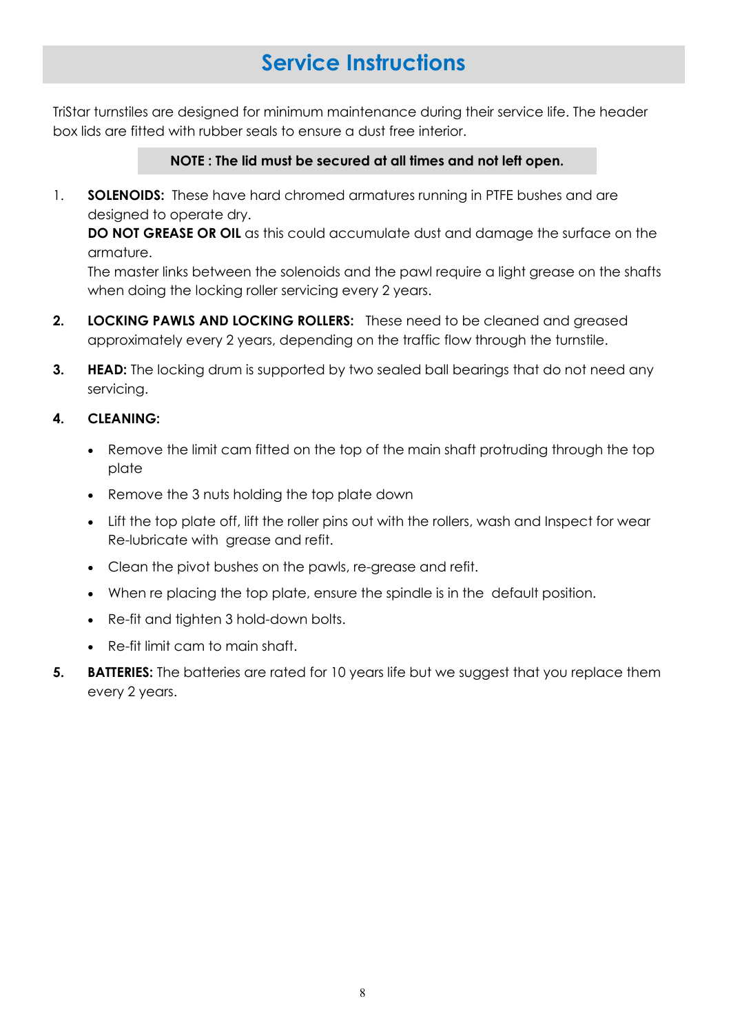# Service Instructions

TriStar turnstiles are designed for minimum maintenance during their service life. The header box lids are fitted with rubber seals to ensure a dust free interior.

**NOTE : The lid must be secured at all times and not left open.**

1. **SOLENOIDS:** These have hard chromed armatures running in PTFE bushes and are designed to operate dry.
   **DO NOT GREASE OR OIL** as this could accumulate dust and damage the surface on the armature.
   The master links between the solenoids and the pawl require a light grease on the shafts when doing the locking roller servicing every 2 years.

2. **LOCKING PAWLS AND LOCKING ROLLERS:** These need to be cleaned and greased approximately every 2 years, depending on the traffic flow through the turnstile.

3. **HEAD:** The locking drum is supported by two sealed ball bearings that do not need any servicing.

4. **CLEANING:**
   - Remove the limit cam fitted on the top of the main shaft protruding through the top plate
   - Remove the 3 nuts holding the top plate down
   - Lift the top plate off, lift the roller pins out with the rollers, wash and Inspect for wear Re-lubricate with grease and refit.
   - Clean the pivot bushes on the pawls, re-grease and refit.
   - When re placing the top plate, ensure the spindle is in the default position.
   - Re-fit and tighten 3 hold-down bolts.
   - Re-fit limit cam to main shaft.

5. **BATTERIES:** The batteries are rated for 10 years life but we suggest that you replace them every 2 years.